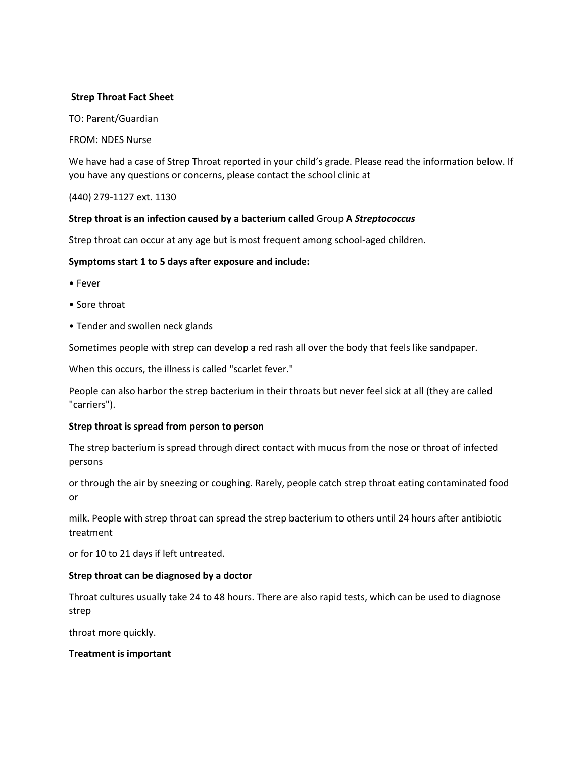**Strep Throat Fact Sheet**

TO: Parent/Guardian

FROM: NDES Nurse

We have had a case of Strep Throat reported in your child's grade. Please read the information below. If you have any questions or concerns, please contact the school clinic at

(440) 279-1127 ext. 1130

**Strep throat is an infection caused by a bacterium called** Group **A *Streptococcus***

Strep throat can occur at any age but is most frequent among school-aged children.

**Symptoms start 1 to 5 days after exposure and include:**

- Fever
- Sore throat
- Tender and swollen neck glands

Sometimes people with strep can develop a red rash all over the body that feels like sandpaper.

When this occurs, the illness is called "scarlet fever."

People can also harbor the strep bacterium in their throats but never feel sick at all (they are called "carriers").

**Strep throat is spread from person to person**

The strep bacterium is spread through direct contact with mucus from the nose or throat of infected persons or through the air by sneezing or coughing. Rarely, people catch strep throat eating contaminated food or milk. People with strep throat can spread the strep bacterium to others until 24 hours after antibiotic treatment or for 10 to 21 days if left untreated.

**Strep throat can be diagnosed by a doctor**

Throat cultures usually take 24 to 48 hours. There are also rapid tests, which can be used to diagnose strep throat more quickly.

**Treatment is important**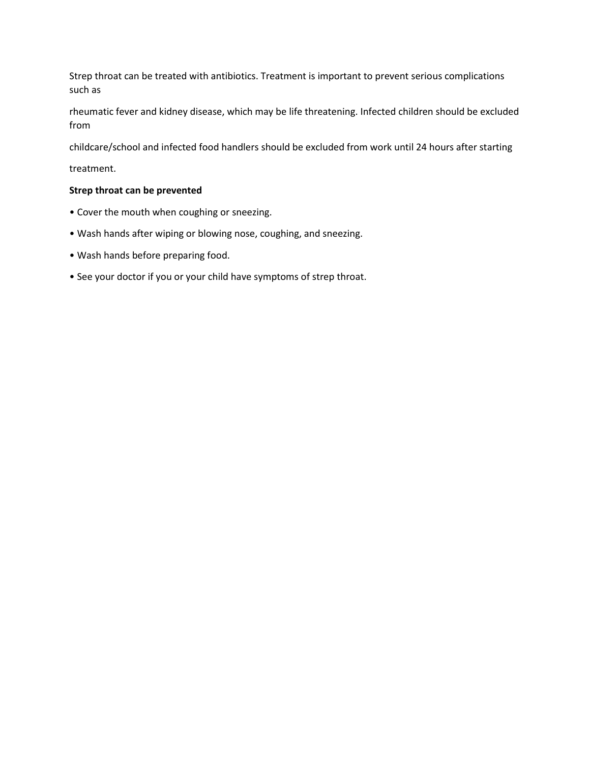Strep throat can be treated with antibiotics. Treatment is important to prevent serious complications such as rheumatic fever and kidney disease, which may be life threatening. Infected children should be excluded from childcare/school and infected food handlers should be excluded from work until 24 hours after starting treatment.

**Strep throat can be prevented**

- Cover the mouth when coughing or sneezing.
- Wash hands after wiping or blowing nose, coughing, and sneezing.
- Wash hands before preparing food.
- See your doctor if you or your child have symptoms of strep throat.